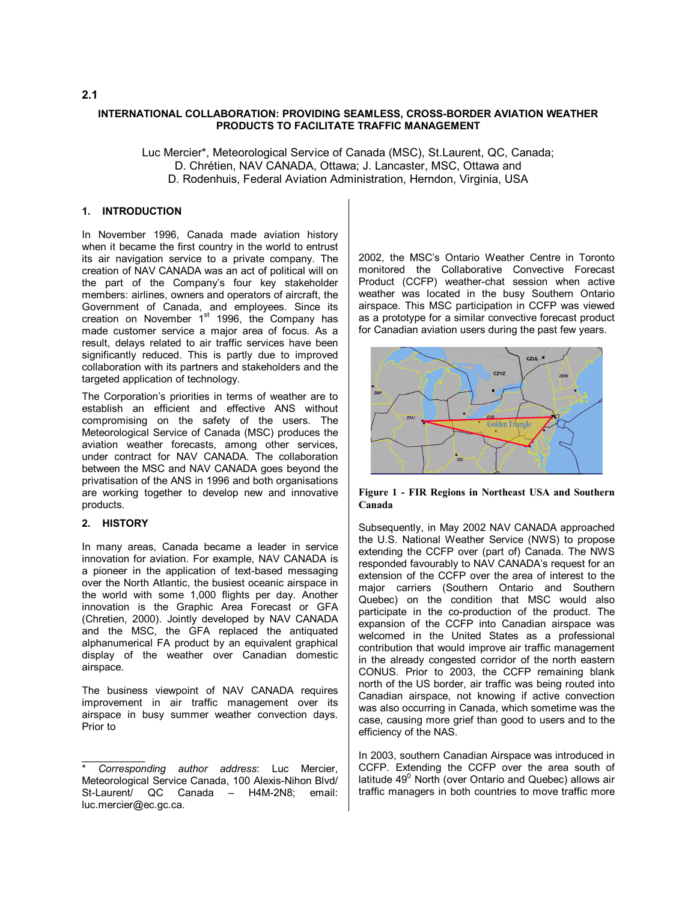2.1

# INTERNATIONAL COLLABORATION: PROVIDING SEAMLESS, CROSS-BORDER AVIATION WEATHER PRODUCTS TO FACILITATE TRAFFIC MANAGEMENT

Luc Mercier*, Meteorological Service of Canada (MSC), St.Laurent, QC, Canada;
D. Chrétien, NAV CANADA, Ottawa; J. Lancaster, MSC, Ottawa and
D. Rodenhuis, Federal Aviation Administration, Herndon, Virginia, USA

## 1. INTRODUCTION

In November 1996, Canada made aviation history when it became the first country in the world to entrust its air navigation service to a private company. The creation of NAV CANADA was an act of political will on the part of the Company's four key stakeholder members: airlines, owners and operators of aircraft, the Government of Canada, and employees. Since its creation on November 1st 1996, the Company has made customer service a major area of focus. As a result, delays related to air traffic services have been significantly reduced. This is partly due to improved collaboration with its partners and stakeholders and the targeted application of technology.

The Corporation's priorities in terms of weather are to establish an efficient and effective ANS without compromising on the safety of the users. The Meteorological Service of Canada (MSC) produces the aviation weather forecasts, among other services, under contract for NAV CANADA. The collaboration between the MSC and NAV CANADA goes beyond the privatisation of the ANS in 1996 and both organisations are working together to develop new and innovative products.

## 2. HISTORY

In many areas, Canada became a leader in service innovation for aviation. For example, NAV CANADA is a pioneer in the application of text-based messaging over the North Atlantic, the busiest oceanic airspace in the world with some 1,000 flights per day. Another innovation is the Graphic Area Forecast or GFA (Chretien, 2000). Jointly developed by NAV CANADA and the MSC, the GFA replaced the antiquated alphanumerical FA product by an equivalent graphical display of the weather over Canadian domestic airspace.

The business viewpoint of NAV CANADA requires improvement in air traffic management over its airspace in busy summer weather convection days. Prior to 2002, the MSC's Ontario Weather Centre in Toronto monitored the Collaborative Convective Forecast Product (CCFP) weather-chat session when active weather was located in the busy Southern Ontario airspace. This MSC participation in CCFP was viewed as a prototype for a similar convective forecast product for Canadian aviation users during the past few years.

**Figure 1 - FIR Regions in Northeast USA and Southern Canada**

Subsequently, in May 2002 NAV CANADA approached the U.S. National Weather Service (NWS) to propose extending the CCFP over (part of) Canada. The NWS responded favourably to NAV CANADA's request for an extension of the CCFP over the area of interest to the major carriers (Southern Ontario and Southern Quebec) on the condition that MSC would also participate in the co-production of the product. The expansion of the CCFP into Canadian airspace was welcomed in the United States as a professional contribution that would improve air traffic management in the already congested corridor of the north eastern CONUS. Prior to 2003, the CCFP remaining blank north of the US border, air traffic was being routed into Canadian airspace, not knowing if active convection was also occurring in Canada, which sometime was the case, causing more grief than good to users and to the efficiency of the NAS.

In 2003, southern Canadian Airspace was introduced in CCFP. Extending the CCFP over the area south of latitude 49$^0$ North (over Ontario and Quebec) allows air traffic managers in both countries to move traffic more

---

\* *Corresponding author address*: Luc Mercier, Meteorological Service Canada, 100 Alexis-Nihon Blvd/ St-Laurent/ QC Canada – H4M-2N8; email: luc.mercier@ec.gc.ca.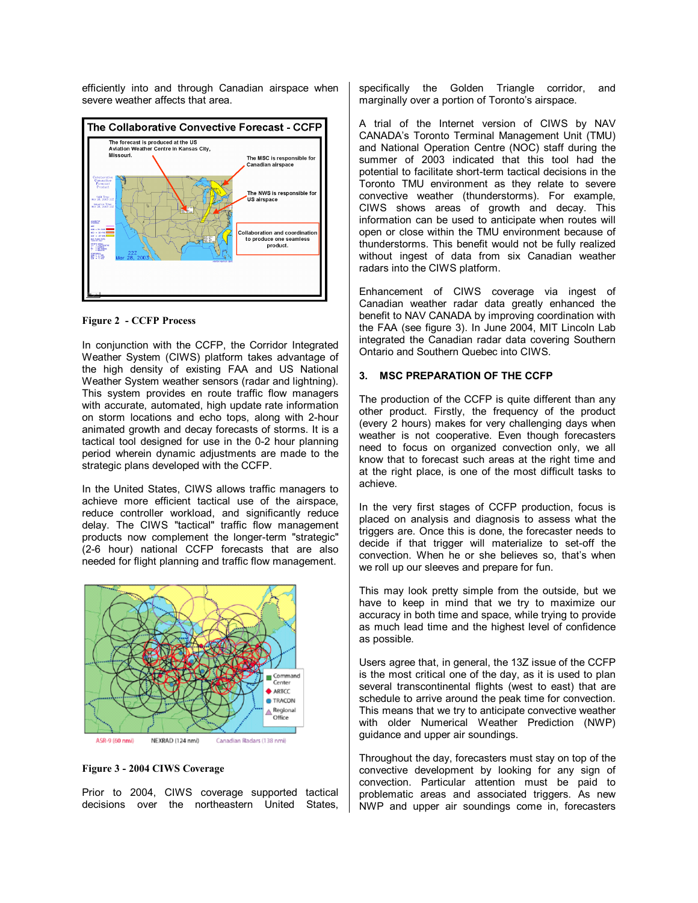efficiently into and through Canadian airspace when severe weather affects that area.

**Figure 2 - CCFP Process**

In conjunction with the CCFP, the Corridor Integrated Weather System (CIWS) platform takes advantage of the high density of existing FAA and US National Weather System weather sensors (radar and lightning). This system provides en route traffic flow managers with accurate, automated, high update rate information on storm locations and echo tops, along with 2-hour animated growth and decay forecasts of storms. It is a tactical tool designed for use in the 0-2 hour planning period wherein dynamic adjustments are made to the strategic plans developed with the CCFP.

In the United States, CIWS allows traffic managers to achieve more efficient tactical use of the airspace, reduce controller workload, and significantly reduce delay. The CIWS "tactical" traffic flow management products now complement the longer-term "strategic" (2-6 hour) national CCFP forecasts that are also needed for flight planning and traffic flow management.

**Figure 3 - 2004 CIWS Coverage**

Prior to 2004, CIWS coverage supported tactical decisions over the northeastern United States, specifically the Golden Triangle corridor, and marginally over a portion of Toronto's airspace.

A trial of the Internet version of CIWS by NAV CANADA's Toronto Terminal Management Unit (TMU) and National Operation Centre (NOC) staff during the summer of 2003 indicated that this tool had the potential to facilitate short-term tactical decisions in the Toronto TMU environment as they relate to severe convective weather (thunderstorms). For example, CIWS shows areas of growth and decay. This information can be used to anticipate when routes will open or close within the TMU environment because of thunderstorms. This benefit would not be fully realized without ingest of data from six Canadian weather radars into the CIWS platform.

Enhancement of CIWS coverage via ingest of Canadian weather radar data greatly enhanced the benefit to NAV CANADA by improving coordination with the FAA (see figure 3). In June 2004, MIT Lincoln Lab integrated the Canadian radar data covering Southern Ontario and Southern Quebec into CIWS.

## 3. MSC PREPARATION OF THE CCFP

The production of the CCFP is quite different than any other product. Firstly, the frequency of the product (every 2 hours) makes for very challenging days when weather is not cooperative. Even though forecasters need to focus on organized convection only, we all know that to forecast such areas at the right time and at the right place, is one of the most difficult tasks to achieve.

In the very first stages of CCFP production, focus is placed on analysis and diagnosis to assess what the triggers are. Once this is done, the forecaster needs to decide if that trigger will materialize to set-off the convection. When he or she believes so, that's when we roll up our sleeves and prepare for fun.

This may look pretty simple from the outside, but we have to keep in mind that we try to maximize our accuracy in both time and space, while trying to provide as much lead time and the highest level of confidence as possible.

Users agree that, in general, the 13Z issue of the CCFP is the most critical one of the day, as it is used to plan several transcontinental flights (west to east) that are schedule to arrive around the peak time for convection. This means that we try to anticipate convective weather with older Numerical Weather Prediction (NWP) guidance and upper air soundings.

Throughout the day, forecasters must stay on top of the convective development by looking for any sign of convection. Particular attention must be paid to problematic areas and associated triggers. As new NWP and upper air soundings come in, forecasters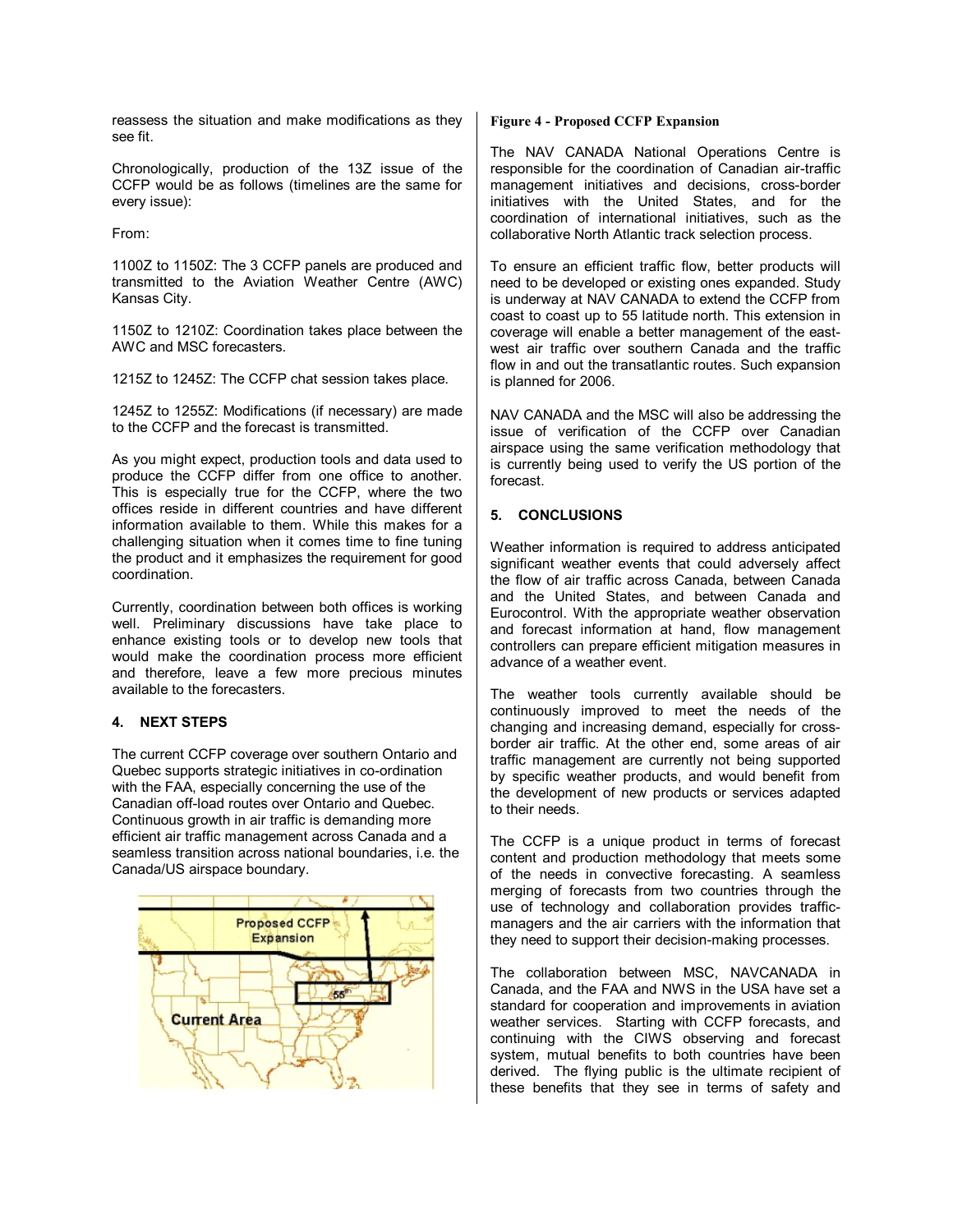reassess the situation and make modifications as they see fit.

Chronologically, production of the 13Z issue of the CCFP would be as follows (timelines are the same for every issue):

From:

1100Z to 1150Z: The 3 CCFP panels are produced and transmitted to the Aviation Weather Centre (AWC) Kansas City.

1150Z to 1210Z: Coordination takes place between the AWC and MSC forecasters.

1215Z to 1245Z: The CCFP chat session takes place.

1245Z to 1255Z: Modifications (if necessary) are made to the CCFP and the forecast is transmitted.

As you might expect, production tools and data used to produce the CCFP differ from one office to another. This is especially true for the CCFP, where the two offices reside in different countries and have different information available to them. While this makes for a challenging situation when it comes time to fine tuning the product and it emphasizes the requirement for good coordination.

Currently, coordination between both offices is working well. Preliminary discussions have take place to enhance existing tools or to develop new tools that would make the coordination process more efficient and therefore, leave a few more precious minutes available to the forecasters.

## 4. NEXT STEPS

The current CCFP coverage over southern Ontario and Quebec supports strategic initiatives in co-ordination with the FAA, especially concerning the use of the Canadian off-load routes over Ontario and Quebec. Continuous growth in air traffic is demanding more efficient air traffic management across Canada and a seamless transition across national boundaries, i.e. the Canada/US airspace boundary.

**Figure 4 - Proposed CCFP Expansion**

The NAV CANADA National Operations Centre is responsible for the coordination of Canadian air-traffic management initiatives and decisions, cross-border initiatives with the United States, and for the coordination of international initiatives, such as the collaborative North Atlantic track selection process.

To ensure an efficient traffic flow, better products will need to be developed or existing ones expanded. Study is underway at NAV CANADA to extend the CCFP from coast to coast up to 55 latitude north. This extension in coverage will enable a better management of the east-west air traffic over southern Canada and the traffic flow in and out the transatlantic routes. Such expansion is planned for 2006.

NAV CANADA and the MSC will also be addressing the issue of verification of the CCFP over Canadian airspace using the same verification methodology that is currently being used to verify the US portion of the forecast.

## 5. CONCLUSIONS

Weather information is required to address anticipated significant weather events that could adversely affect the flow of air traffic across Canada, between Canada and the United States, and between Canada and Eurocontrol. With the appropriate weather observation and forecast information at hand, flow management controllers can prepare efficient mitigation measures in advance of a weather event.

The weather tools currently available should be continuously improved to meet the needs of the changing and increasing demand, especially for cross-border air traffic. At the other end, some areas of air traffic management are currently not being supported by specific weather products, and would benefit from the development of new products or services adapted to their needs.

The CCFP is a unique product in terms of forecast content and production methodology that meets some of the needs in convective forecasting. A seamless merging of forecasts from two countries through the use of technology and collaboration provides traffic-managers and the air carriers with the information that they need to support their decision-making processes.

The collaboration between MSC, NAVCANADA in Canada, and the FAA and NWS in the USA have set a standard for cooperation and improvements in aviation weather services. Starting with CCFP forecasts, and continuing with the CIWS observing and forecast system, mutual benefits to both countries have been derived. The flying public is the ultimate recipient of these benefits that they see in terms of safety and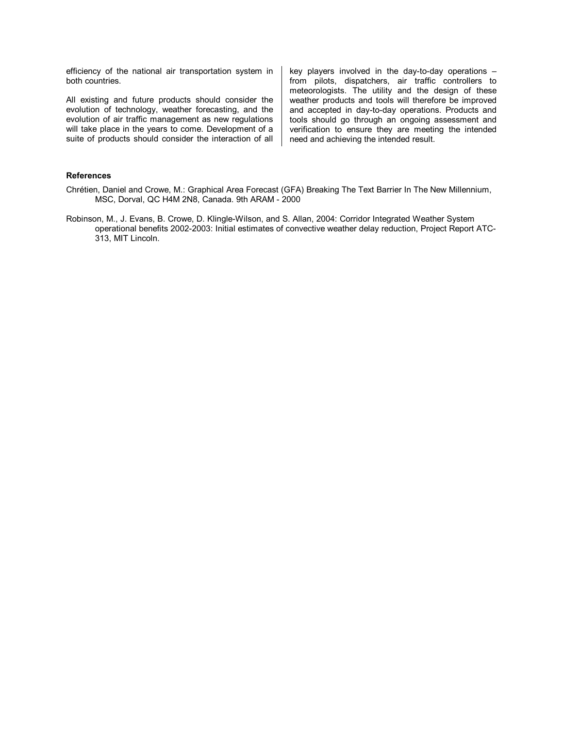efficiency of the national air transportation system in both countries.

All existing and future products should consider the evolution of technology, weather forecasting, and the evolution of air traffic management as new regulations will take place in the years to come. Development of a suite of products should consider the interaction of all key players involved in the day-to-day operations – from pilots, dispatchers, air traffic controllers to meteorologists. The utility and the design of these weather products and tools will therefore be improved and accepted in day-to-day operations. Products and tools should go through an ongoing assessment and verification to ensure they are meeting the intended need and achieving the intended result.

**References**

Chrétien, Daniel and Crowe, M.: Graphical Area Forecast (GFA) Breaking The Text Barrier In The New Millennium, MSC, Dorval, QC H4M 2N8, Canada. 9th ARAM - 2000

Robinson, M., J. Evans, B. Crowe, D. Klingle-Wilson, and S. Allan, 2004: Corridor Integrated Weather System operational benefits 2002-2003: Initial estimates of convective weather delay reduction, Project Report ATC-313, MIT Lincoln.